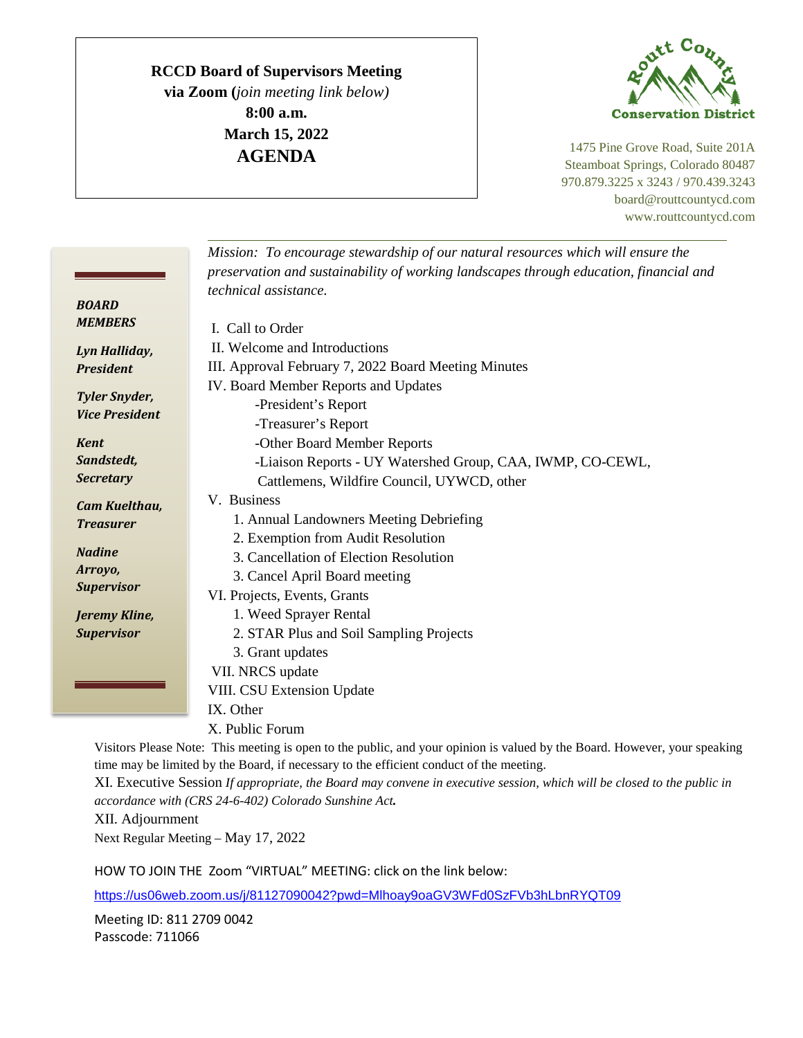**RCCD Board of Supervisors Meeting**
**via Zoom (***join meeting link below)*
**8:00 a.m.**
**March 15, 2022**

# AGENDA

Routt County Conservation District

1475 Pine Grove Road, Suite 201A
Steamboat Springs, Colorado 80487
970.879.3225 x 3243 / 970.439.3243
board@routtcountycd.com
www.routtcountycd.com

***BOARD MEMBERS***

***Lyn Halliday, President***

***Tyler Snyder, Vice President***

***Kent Sandstedt, Secretary***

***Cam Kuelthau, Treasurer***

***Nadine Arroyo, Supervisor***

***Jeremy Kline, Supervisor***

*Mission: To encourage stewardship of our natural resources which will ensure the preservation and sustainability of working landscapes through education, financial and technical assistance.*

I. Call to Order
II. Welcome and Introductions
III. Approval February 7, 2022 Board Meeting Minutes
IV. Board Member Reports and Updates
 -President's Report
 -Treasurer's Report
 -Other Board Member Reports
 -Liaison Reports - UY Watershed Group, CAA, IWMP, CO-CEWL, Cattlemens, Wildfire Council, UYWCD, other
V. Business
 1. Annual Landowners Meeting Debriefing
 2. Exemption from Audit Resolution
 3. Cancellation of Election Resolution
 3. Cancel April Board meeting
VI. Projects, Events, Grants
 1. Weed Sprayer Rental
 2. STAR Plus and Soil Sampling Projects
 3. Grant updates
VII. NRCS update
VIII. CSU Extension Update
IX. Other
X. Public Forum

Visitors Please Note: This meeting is open to the public, and your opinion is valued by the Board. However, your speaking time may be limited by the Board, if necessary to the efficient conduct of the meeting.

XI. Executive Session *If appropriate, the Board may convene in executive session, which will be closed to the public in accordance with (CRS 24-6-402) Colorado Sunshine **Act.***

XII. Adjournment

Next Regular Meeting – May 17, 2022

HOW TO JOIN THE Zoom "VIRTUAL" MEETING: click on the link below:

https://us06web.zoom.us/j/81127090042?pwd=Mlhoay9oaGV3WFd0SzFVb3hLbnRYQT09

Meeting ID: 811 2709 0042
Passcode: 711066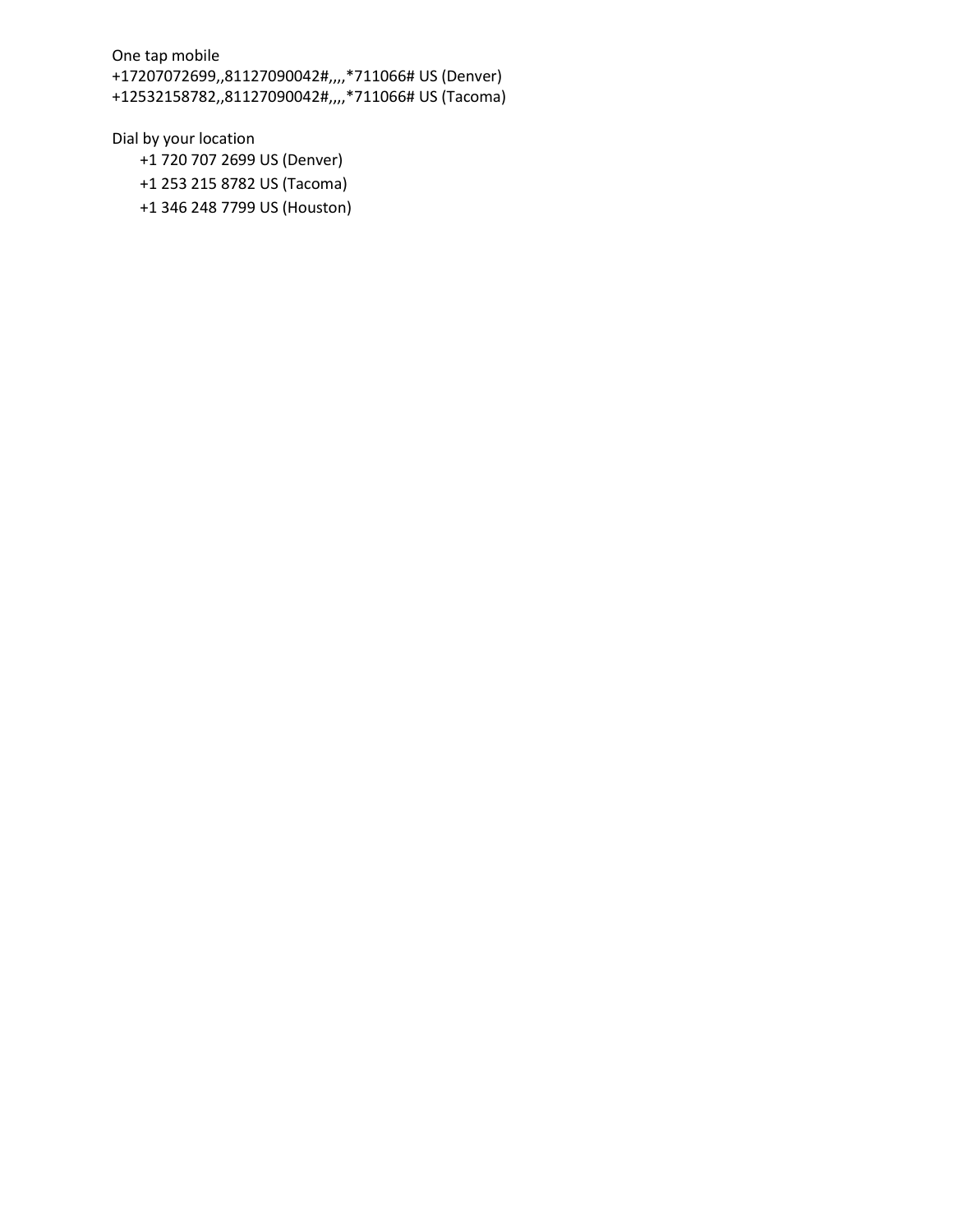One tap mobile
+17207072699,,81127090042#,,,,*711066# US (Denver)
+12532158782,,81127090042#,,,,*711066# US (Tacoma)

Dial by your location
+1 720 707 2699 US (Denver)
+1 253 215 8782 US (Tacoma)
+1 346 248 7799 US (Houston)